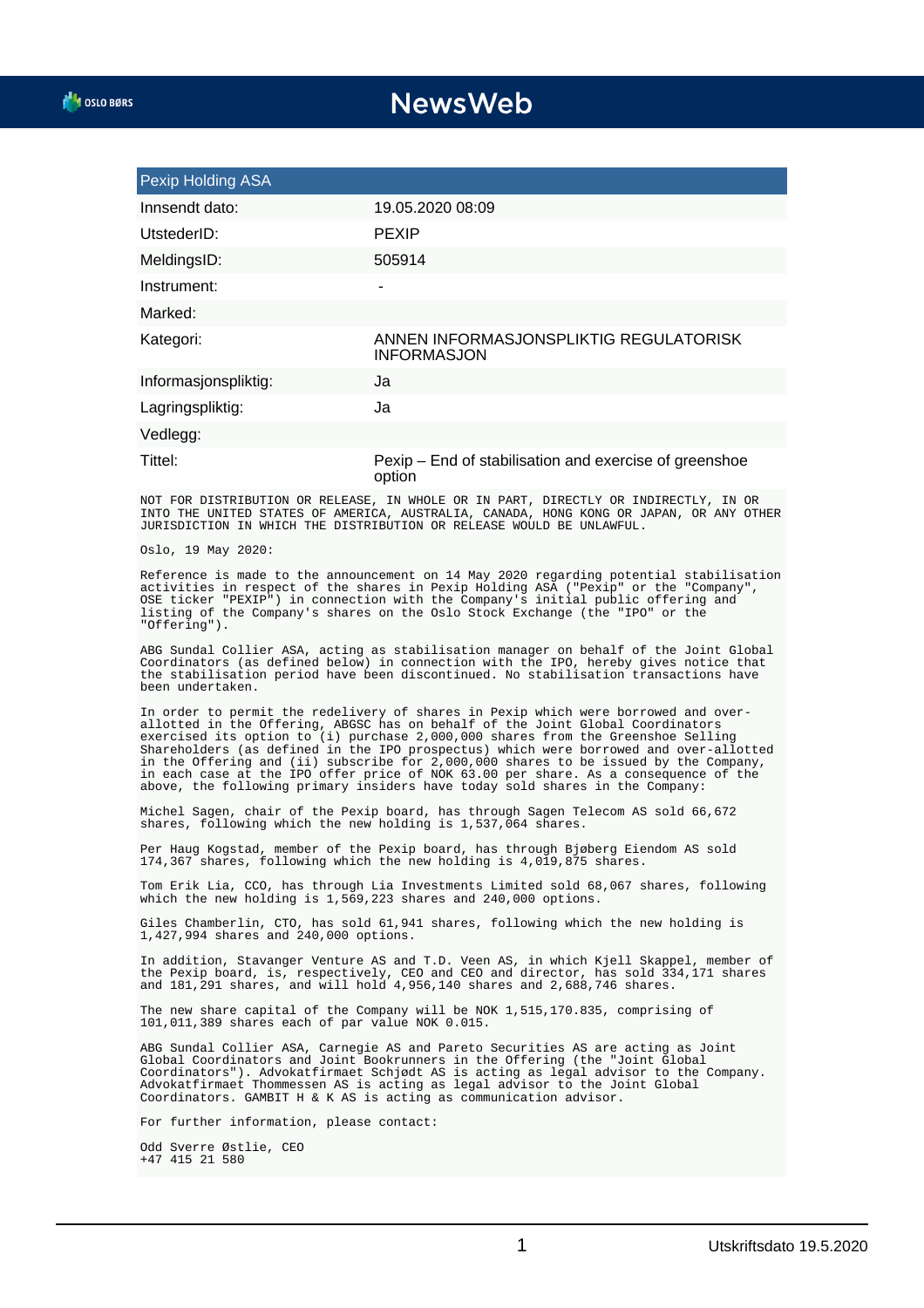| Pexip Holding ASA | |
|---|---|
| Innsendt dato: | 19.05.2020 08:09 |
| UtstederID: | PEXIP |
| MeldingsID: | 505914 |
| Instrument: | - |
| Marked: | |
| Kategori: | ANNEN INFORMASJONSPLIKTIG REGULATORISK INFORMASJON |
| Informasjonspliktig: | Ja |
| Lagringspliktig: | Ja |
| Vedlegg: | |
| Tittel: | Pexip – End of stabilisation and exercise of greenshoe option |

NOT FOR DISTRIBUTION OR RELEASE, IN WHOLE OR IN PART, DIRECTLY OR INDIRECTLY, IN OR INTO THE UNITED STATES OF AMERICA, AUSTRALIA, CANADA, HONG KONG OR JAPAN, OR ANY OTHER JURISDICTION IN WHICH THE DISTRIBUTION OR RELEASE WOULD BE UNLAWFUL.

Oslo, 19 May 2020:

Reference is made to the announcement on 14 May 2020 regarding potential stabilisation activities in respect of the shares in Pexip Holding ASA ("Pexip" or the "Company", OSE ticker "PEXIP") in connection with the Company's initial public offering and listing of the Company's shares on the Oslo Stock Exchange (the "IPO" or the "Offering").

ABG Sundal Collier ASA, acting as stabilisation manager on behalf of the Joint Global Coordinators (as defined below) in connection with the IPO, hereby gives notice that the stabilisation period have been discontinued. No stabilisation transactions have been undertaken.

In order to permit the redelivery of shares in Pexip which were borrowed and over-allotted in the Offering, ABGSC has on behalf of the Joint Global Coordinators exercised its option to (i) purchase 2,000,000 shares from the Greenshoe Selling Shareholders (as defined in the IPO prospectus) which were borrowed and over-allotted in the Offering and (ii) subscribe for 2,000,000 shares to be issued by the Company, in each case at the IPO offer price of NOK 63.00 per share. As a consequence of the above, the following primary insiders have today sold shares in the Company:

Michel Sagen, chair of the Pexip board, has through Sagen Telecom AS sold 66,672 shares, following which the new holding is 1,537,064 shares.

Per Haug Kogstad, member of the Pexip board, has through Bjøberg Eiendom AS sold 174,367 shares, following which the new holding is 4,019,875 shares.

Tom Erik Lia, CCO, has through Lia Investments Limited sold 68,067 shares, following which the new holding is 1,569,223 shares and 240,000 options.

Giles Chamberlin, CTO, has sold 61,941 shares, following which the new holding is 1,427,994 shares and 240,000 options.

In addition, Stavanger Venture AS and T.D. Veen AS, in which Kjell Skappel, member of the Pexip board, is, respectively, CEO and CEO and director, has sold 334,171 shares and 181,291 shares, and will hold 4,956,140 shares and 2,688,746 shares.

The new share capital of the Company will be NOK 1,515,170.835, comprising of 101,011,389 shares each of par value NOK 0.015.

ABG Sundal Collier ASA, Carnegie AS and Pareto Securities AS are acting as Joint Global Coordinators and Joint Bookrunners in the Offering (the "Joint Global Coordinators"). Advokatfirmaet Schjødt AS is acting as legal advisor to the Company. Advokatfirmaet Thommessen AS is acting as legal advisor to the Joint Global Coordinators. GAMBIT H & K AS is acting as communication advisor.

For further information, please contact:

Odd Sverre Østlie, CEO
+47 415 21 580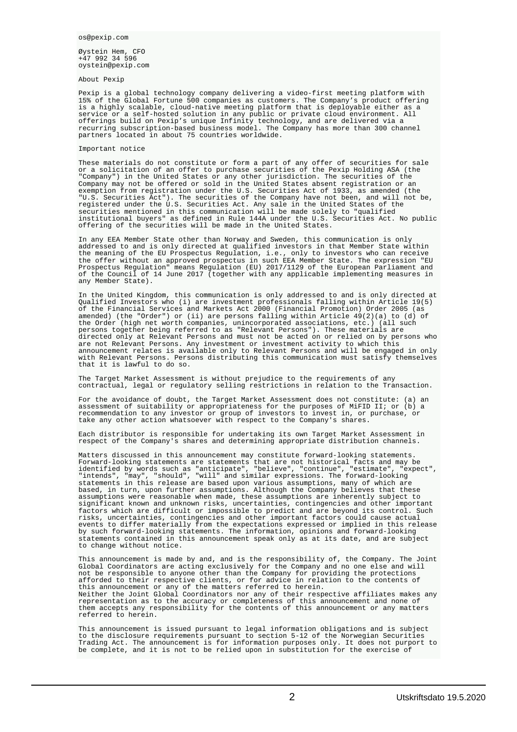os@pexip.com

Øystein Hem, CFO
+47 992 34 596
oystein@pexip.com

About Pexip

Pexip is a global technology company delivering a video-first meeting platform with 15% of the Global Fortune 500 companies as customers. The Company's product offering is a highly scalable, cloud-native meeting platform that is deployable either as a service or a self-hosted solution in any public or private cloud environment. All offerings build on Pexip's unique Infinity technology, and are delivered via a recurring subscription-based business model. The Company has more than 300 channel partners located in about 75 countries worldwide.

Important notice

These materials do not constitute or form a part of any offer of securities for sale or a solicitation of an offer to purchase securities of the Pexip Holding ASA (the "Company") in the United States or any other jurisdiction. The securities of the Company may not be offered or sold in the United States absent registration or an exemption from registration under the U.S. Securities Act of 1933, as amended (the "U.S. Securities Act"). The securities of the Company have not been, and will not be, registered under the U.S. Securities Act. Any sale in the United States of the securities mentioned in this communication will be made solely to "qualified institutional buyers" as defined in Rule 144A under the U.S. Securities Act. No public offering of the securities will be made in the United States.

In any EEA Member State other than Norway and Sweden, this communication is only addressed to and is only directed at qualified investors in that Member State within the meaning of the EU Prospectus Regulation, i.e., only to investors who can receive the offer without an approved prospectus in such EEA Member State. The expression "EU Prospectus Regulation" means Regulation (EU) 2017/1129 of the European Parliament and of the Council of 14 June 2017 (together with any applicable implementing measures in any Member State).

In the United Kingdom, this communication is only addressed to and is only directed at Qualified Investors who (i) are investment professionals falling within Article 19(5) of the Financial Services and Markets Act 2000 (Financial Promotion) Order 2005 (as amended) (the "Order") or (ii) are persons falling within Article 49(2)(a) to (d) of the Order (high net worth companies, unincorporated associations, etc.) (all such persons together being referred to as "Relevant Persons"). These materials are directed only at Relevant Persons and must not be acted on or relied on by persons who are not Relevant Persons. Any investment or investment activity to which this announcement relates is available only to Relevant Persons and will be engaged in only with Relevant Persons. Persons distributing this communication must satisfy themselves that it is lawful to do so.

The Target Market Assessment is without prejudice to the requirements of any contractual, legal or regulatory selling restrictions in relation to the Transaction.

For the avoidance of doubt, the Target Market Assessment does not constitute: (a) an assessment of suitability or appropriateness for the purposes of MiFID II; or (b) a recommendation to any investor or group of investors to invest in, or purchase, or take any other action whatsoever with respect to the Company's shares.

Each distributor is responsible for undertaking its own Target Market Assessment in respect of the Company's shares and determining appropriate distribution channels.

Matters discussed in this announcement may constitute forward-looking statements. Forward-looking statements are statements that are not historical facts and may be identified by words such as "anticipate", "believe", "continue", "estimate", "expect", "intends", "may", "should", "will" and similar expressions. The forward-looking statements in this release are based upon various assumptions, many of which are based, in turn, upon further assumptions. Although the Company believes that these assumptions were reasonable when made, these assumptions are inherently subject to significant known and unknown risks, uncertainties, contingencies and other important factors which are difficult or impossible to predict and are beyond its control. Such risks, uncertainties, contingencies and other important factors could cause actual events to differ materially from the expectations expressed or implied in this release by such forward-looking statements. The information, opinions and forward-looking statements contained in this announcement speak only as at its date, and are subject to change without notice.

This announcement is made by and, and is the responsibility of, the Company. The Joint Global Coordinators are acting exclusively for the Company and no one else and will not be responsible to anyone other than the Company for providing the protections afforded to their respective clients, or for advice in relation to the contents of this announcement or any of the matters referred to herein.
Neither the Joint Global Coordinators nor any of their respective affiliates makes any representation as to the accuracy or completeness of this announcement and none of them accepts any responsibility for the contents of this announcement or any matters referred to herein.

This announcement is issued pursuant to legal information obligations and is subject to the disclosure requirements pursuant to section 5-12 of the Norwegian Securities Trading Act. The announcement is for information purposes only. It does not purport to be complete, and it is not to be relied upon in substitution for the exercise of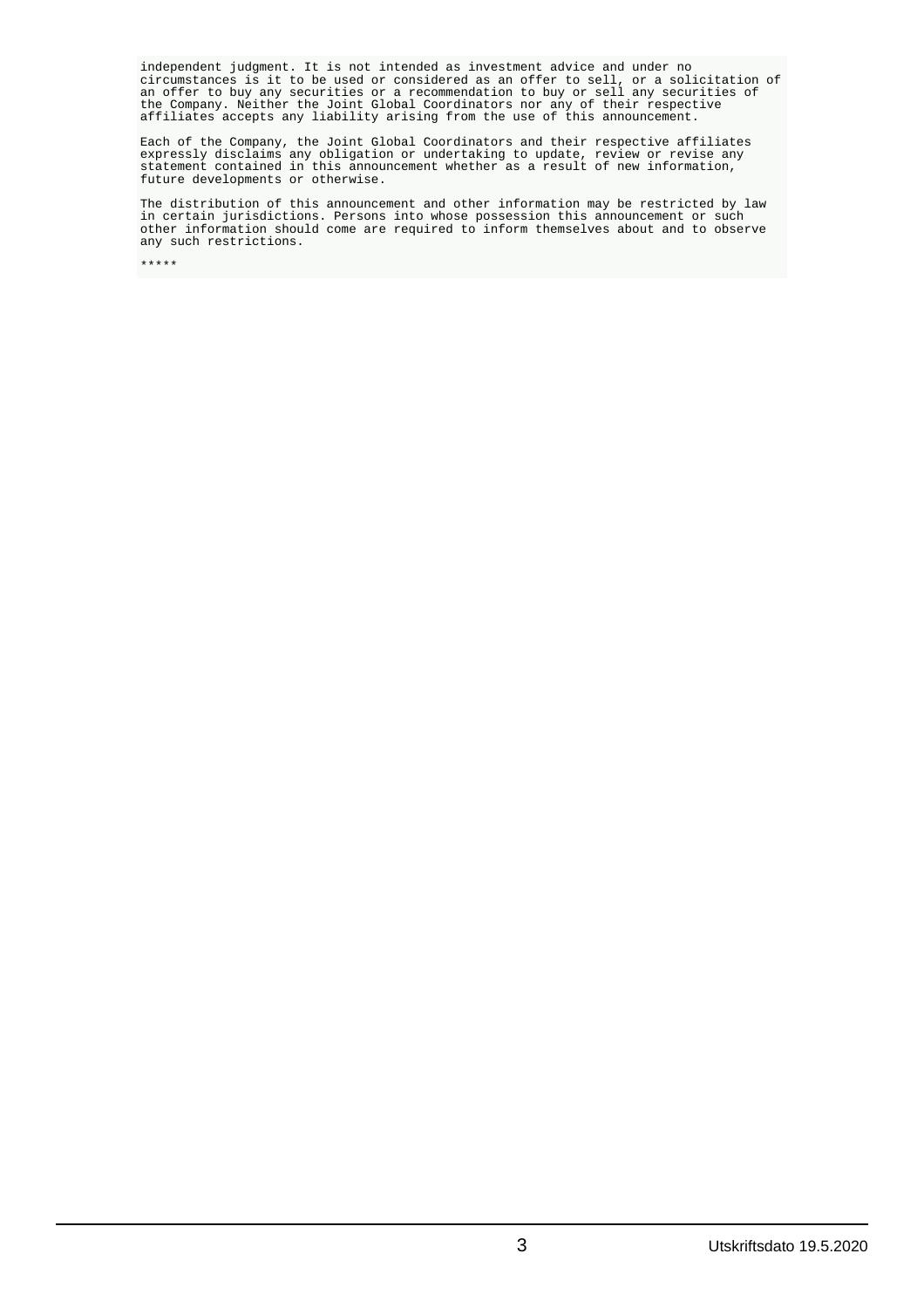independent judgment. It is not intended as investment advice and under no circumstances is it to be used or considered as an offer to sell, or a solicitation of an offer to buy any securities or a recommendation to buy or sell any securities of the Company. Neither the Joint Global Coordinators nor any of their respective affiliates accepts any liability arising from the use of this announcement.

Each of the Company, the Joint Global Coordinators and their respective affiliates expressly disclaims any obligation or undertaking to update, review or revise any statement contained in this announcement whether as a result of new information, future developments or otherwise.

The distribution of this announcement and other information may be restricted by law in certain jurisdictions. Persons into whose possession this announcement or such other information should come are required to inform themselves about and to observe any such restrictions.

*****